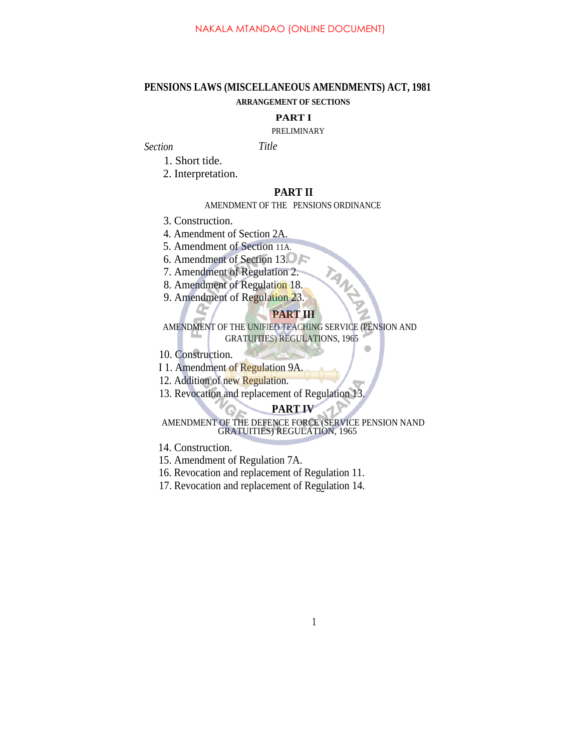NAKALA MTANDAO (ONLINE DOCUMENT)

# PENSIONS LAWS (MISCELLANEOUS AMENDMENTS) ACT, 1981

**ARRANGEMENT OF SECTIONS**

## PART I

PRELIMINARY

*Section* *Title*

1. Short tide.
2. Interpretation.

## PART II

AMENDMENT OF THE PENSIONS ORDINANCE

3. Construction.
4. Amendment of Section 2A.
5. Amendment of Section 11A.
6. Amendment of Section 13.
7. Amendment of Regulation 2.
8. Amendment of Regulation 18.
9. Amendment of Regulation 23.

## PART III

AMENDMENT OF THE UNIFIED TEACHING SERVICE (PENSION AND GRATUITIES) REGULATIONS, 1965

10. Construction.
I 1. Amendment of Regulation 9A.
12. Addition of new Regulation.
13. Revocation and replacement of Regulation 13.

## PART IV

AMENDMENT OF THE DEFENCE FORCE (SERVICE PENSION NAND GRATUITIES) REGULATION, 1965

14. Construction.
15. Amendment of Regulation 7A.
16. Revocation and replacement of Regulation 11.
17. Revocation and replacement of Regulation 14.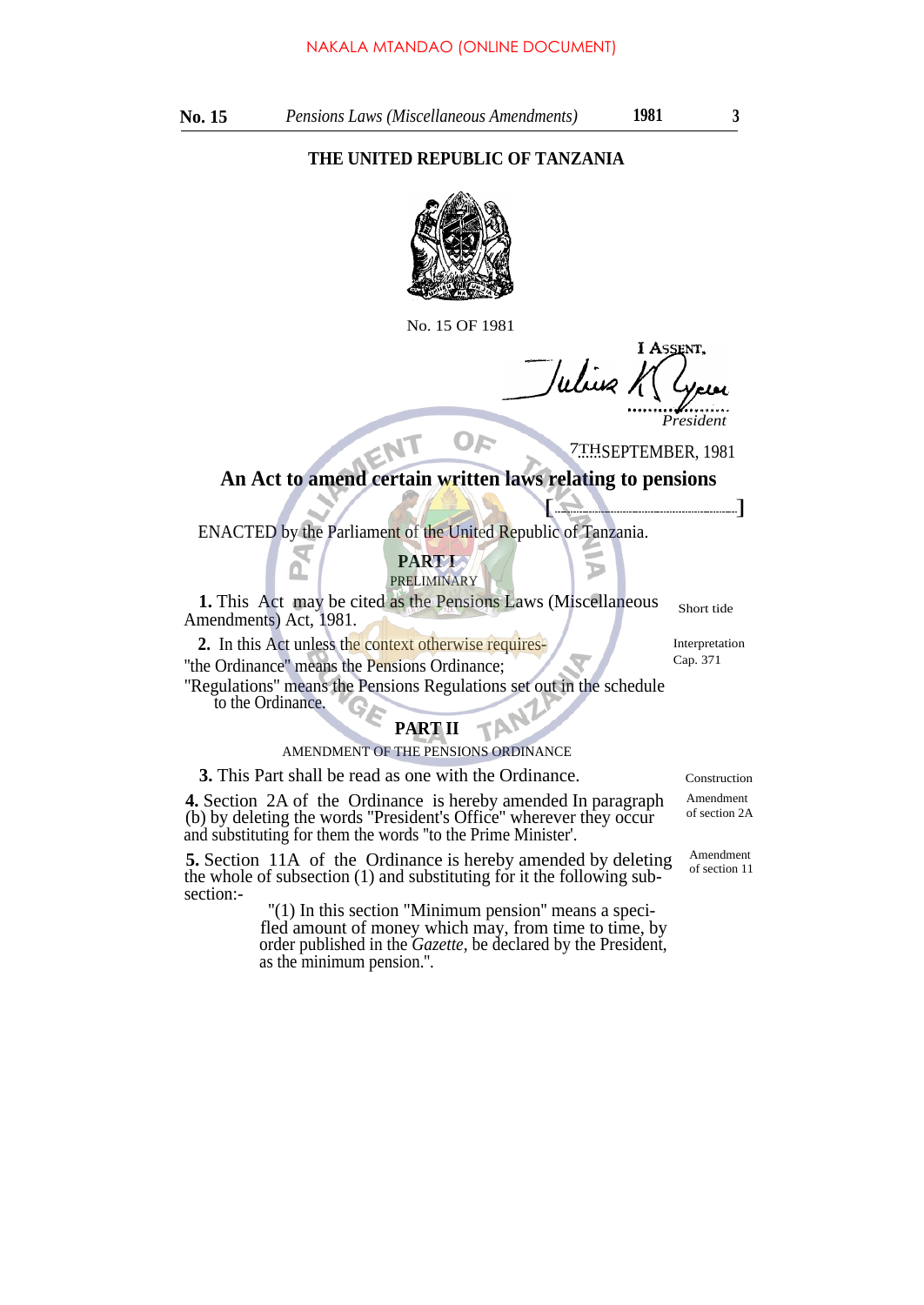NAKALA MTANDAO (ONLINE DOCUMENT)

**THE UNITED REPUBLIC OF TANZANIA**

No. 15 OF 1981

I ASSENT,

Julius K. Nyerere

*President*

7TH SEPTEMBER, 1981

## An Act to amend certain written laws relating to pensions

[.........................................]

ENACTED by the Parliament of the United Republic of Tanzania.

### PART I

PRELIMINARY

Short title

**1.** This Act may be cited as the Pensions Laws (Miscellaneous Amendments) Act, 1981.

Interpretation Cap. 371

**2.** In this Act unless the context otherwise requires-

"the Ordinance" means the Pensions Ordinance;

"Regulations" means the Pensions Regulations set out in the schedule to the Ordinance.

### PART II

AMENDMENT OF THE PENSIONS ORDINANCE

Construction

**3.** This Part shall be read as one with the Ordinance.

Amendment of section 2A

**4.** Section 2A of the Ordinance is hereby amended In paragraph (b) by deleting the words "President's Office" wherever they occur and substituting for them the words "to the Prime Minister'.

Amendment of section 11

**5.** Section 11A of the Ordinance is hereby amended by deleting the whole of subsection (1) and substituting for it the following sub-section:-

"(1) In this section "Minimum pension" means a specified amount of money which may, from time to time, by order published in the *Gazette*, be declared by the President, as the minimum pension.".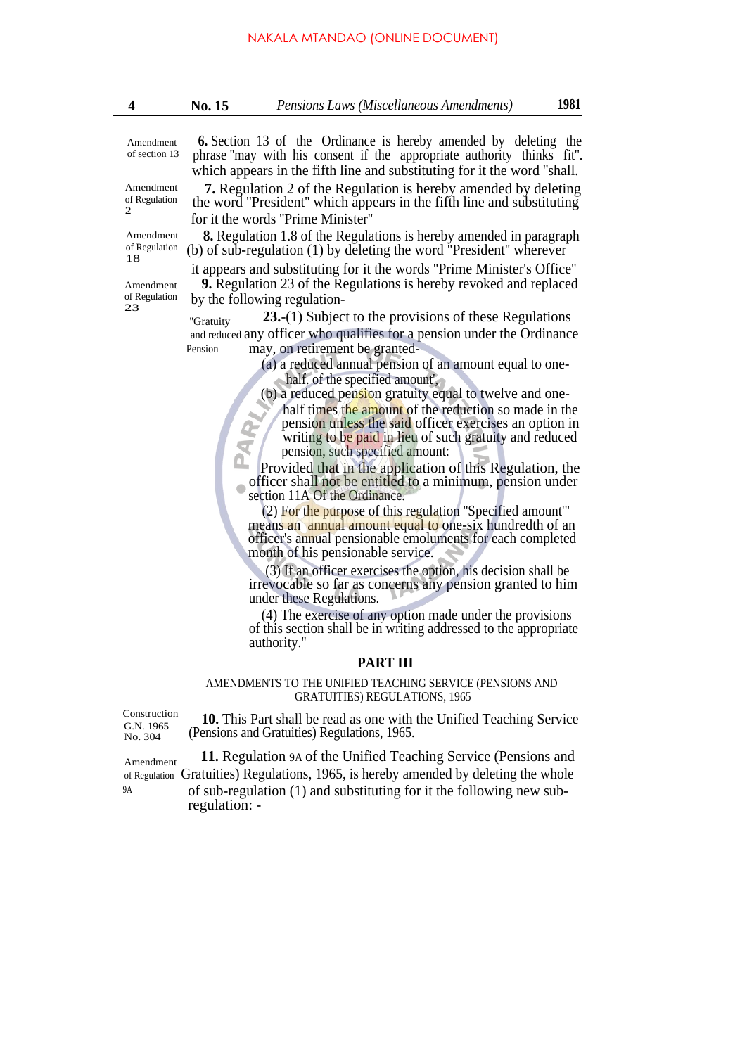Amendment of section 13

**6.** Section 13 of the Ordinance is hereby amended by deleting the phrase "may with his consent if the appropriate authority thinks fit". which appears in the fifth line and substituting for it the word "shall.

Amendment of Regulation 2

**7.** Regulation 2 of the Regulation is hereby amended by deleting the word "President" which appears in the fifth line and substituting for it the words "Prime Minister"

Amendment of Regulation 18

**8.** Regulation 1.8 of the Regulations is hereby amended in paragraph (b) of sub-regulation (1) by deleting the word "President" wherever it appears and substituting for it the words "Prime Minister's Office"

Amendment of Regulation 23

**9.** Regulation 23 of the Regulations is hereby revoked and replaced by the following regulation-

"Gratuity and reduced Pension

**23.**-(1) Subject to the provisions of these Regulations any officer who qualifies for a pension under the Ordinance may, on retirement be granted-

(a) a reduced annual pension of an amount equal to one-half. of the specified amount',

(b) a reduced pension gratuity equal to twelve and one-half times the amount of the reduction so made in the pension unless the said officer exercises an option in writing to be paid in lieu of such gratuity and reduced pension, such specified amount:

Provided that in the application of this Regulation, the officer shall not be entitled to a minimum, pension under section 11A Of the Ordinance.

(2) For the purpose of this regulation "Specified amount'" means an annual amount equal to one-six hundredth of an officer's annual pensionable emoluments for each completed month of his pensionable service.

(3) If an officer exercises the option, his decision shall be irrevocable so far as concerns any pension granted to him under these Regulations.

(4) The exercise of any option made under the provisions of this section shall be in writing addressed to the appropriate authority."

## PART III

AMENDMENTS TO THE UNIFIED TEACHING SERVICE (PENSIONS AND GRATUITIES) REGULATIONS, 1965

Construction G.N. 1965 No. 304

**10.** This Part shall be read as one with the Unified Teaching Service (Pensions and Gratuities) Regulations, 1965.

Amendment of Regulation 9A

**11.** Regulation 9A of the Unified Teaching Service (Pensions and Gratuities) Regulations, 1965, is hereby amended by deleting the whole of sub-regulation (1) and substituting for it the following new sub-regulation: -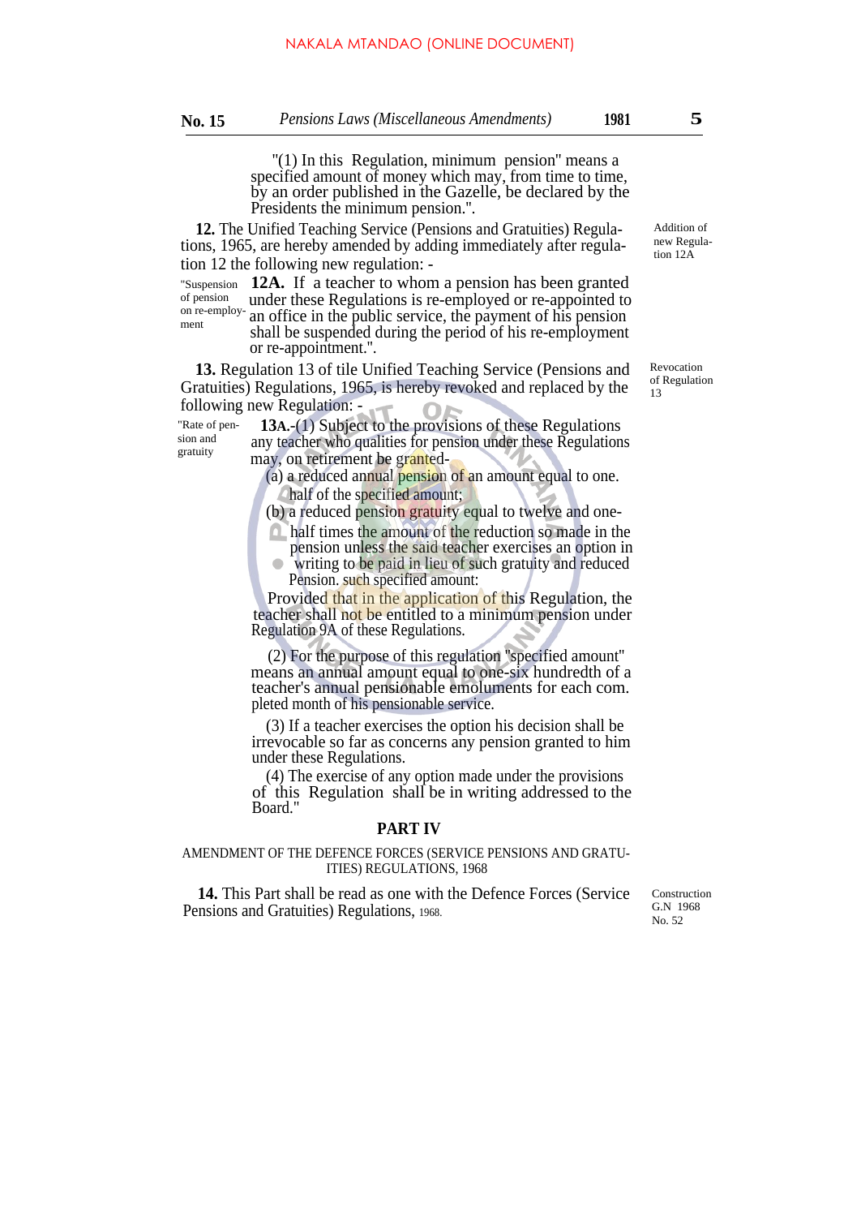"(1) In this Regulation, minimum pension" means a specified amount of money which may, from time to time, by an order published in the Gazelle, be declared by the Presidents the minimum pension.".

Addition of new Regulation 12A

**12.** The Unified Teaching Service (Pensions and Gratuities) Regulations, 1965, are hereby amended by adding immediately after regulation 12 the following new regulation: -

"Suspension of pension on re-employment

**12A.** If a teacher to whom a pension has been granted under these Regulations is re-employed or re-appointed to an office in the public service, the payment of his pension shall be suspended during the period of his re-employment or re-appointment.".

Revocation of Regulation 13

**13.** Regulation 13 of tile Unified Teaching Service (Pensions and Gratuities) Regulations, 1965, is hereby revoked and replaced by the following new Regulation: -

"Rate of pension and gratuity

**13A.**-(1) Subject to the provisions of these Regulations any teacher who qualities for pension under these Regulations may, on retirement be granted-

(a) a reduced annual pension of an amount equal to one. half of the specified amount;

(b) a reduced pension gratuity equal to twelve and one-half times the amount of the reduction so made in the pension unless the said teacher exercises an option in writing to be paid in lieu of such gratuity and reduced Pension. such specified amount:

Provided that in the application of this Regulation, the teacher shall not be entitled to a minimum pension under Regulation 9A of these Regulations.

(2) For the purpose of this regulation "specified amount" means an annual amount equal to one-six hundredth of a teacher's annual pensionable emoluments for each com. pleted month of his pensionable service.

(3) If a teacher exercises the option his decision shall be irrevocable so far as concerns any pension granted to him under these Regulations.

(4) The exercise of any option made under the provisions of this Regulation shall be in writing addressed to the Board."

## PART IV

AMENDMENT OF THE DEFENCE FORCES (SERVICE PENSIONS AND GRATUITIES) REGULATIONS, 1968

Construction G.N 1968 No. 52

**14.** This Part shall be read as one with the Defence Forces (Service Pensions and Gratuities) Regulations, 1968.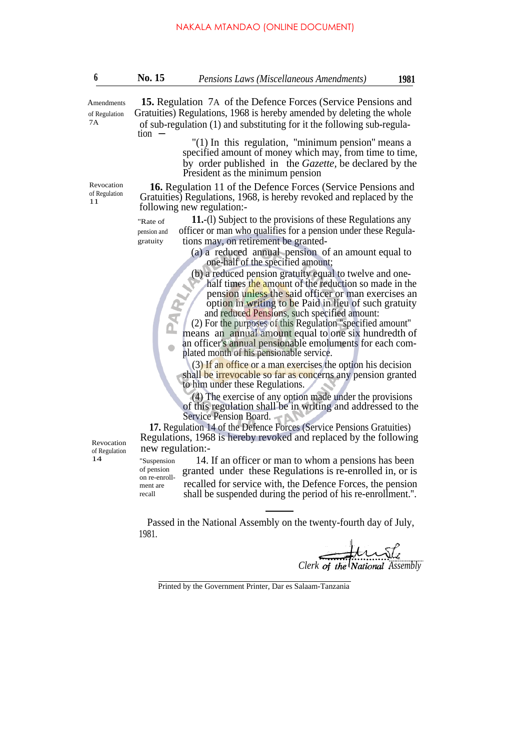Amendments of Regulation 7A

**15.** Regulation 7A of the Defence Forces (Service Pensions and Gratuities) Regulations, 1968 is hereby amended by deleting the whole of sub-regulation (1) and substituting for it the following sub-regulation –

"(1) In this regulation, "minimum pension" means a specified amount of money which may, from time to time, by order published in the *Gazette*, be declared by the President as the minimum pension

Revocation of Regulation 11

**16.** Regulation 11 of the Defence Forces (Service Pensions and Gratuities) Regulations, 1968, is hereby revoked and replaced by the following new regulation:-

"Rate of pension and gratuity

**11.**-(l) Subject to the provisions of these Regulations any officer or man who qualifies for a pension under these Regulations may, on retirement be granted-

(a) a reduced annual pension of an amount equal to one-half of the specified amount;

(b) a reduced pension gratuity equal to twelve and one-half times the amount of the reduction so made in the pension unless the said officer or man exercises an option in writing to be Paid in lieu of such gratuity and reduced Pensions, such specified amount:

(2) For the purposes of this Regulation "specified amount" means an annual amount equal to one six hundredth of an officer's annual pensionable emoluments for each complated month of his pensionable service.

(3) If an office or a man exercises the option his decision shall be irrevocable so far as concerns any pension granted to him under these Regulations.

(4) The exercise of any option made under the provisions of this regulation shall be in writing and addressed to the Service Pension Board.

Revocation of Regulation 14

**17.** Regulation 14 of the Defence Forces (Service Pensions Gratuities) Regulations, 1968 is hereby revoked and replaced by the following new regulation:-

"Suspension of pension on re-enrollment are recall

14. If an officer or man to whom a pensions has been granted under these Regulations is re-enrolled in, or is recalled for service with, the Defence Forces, the pension shall be suspended during the period of his re-enrollment.".

---

Passed in the National Assembly on the twenty-fourth day of July, 1981.

*Clerk of the National Assembly*

Printed by the Government Printer, Dar es Salaam-Tanzania